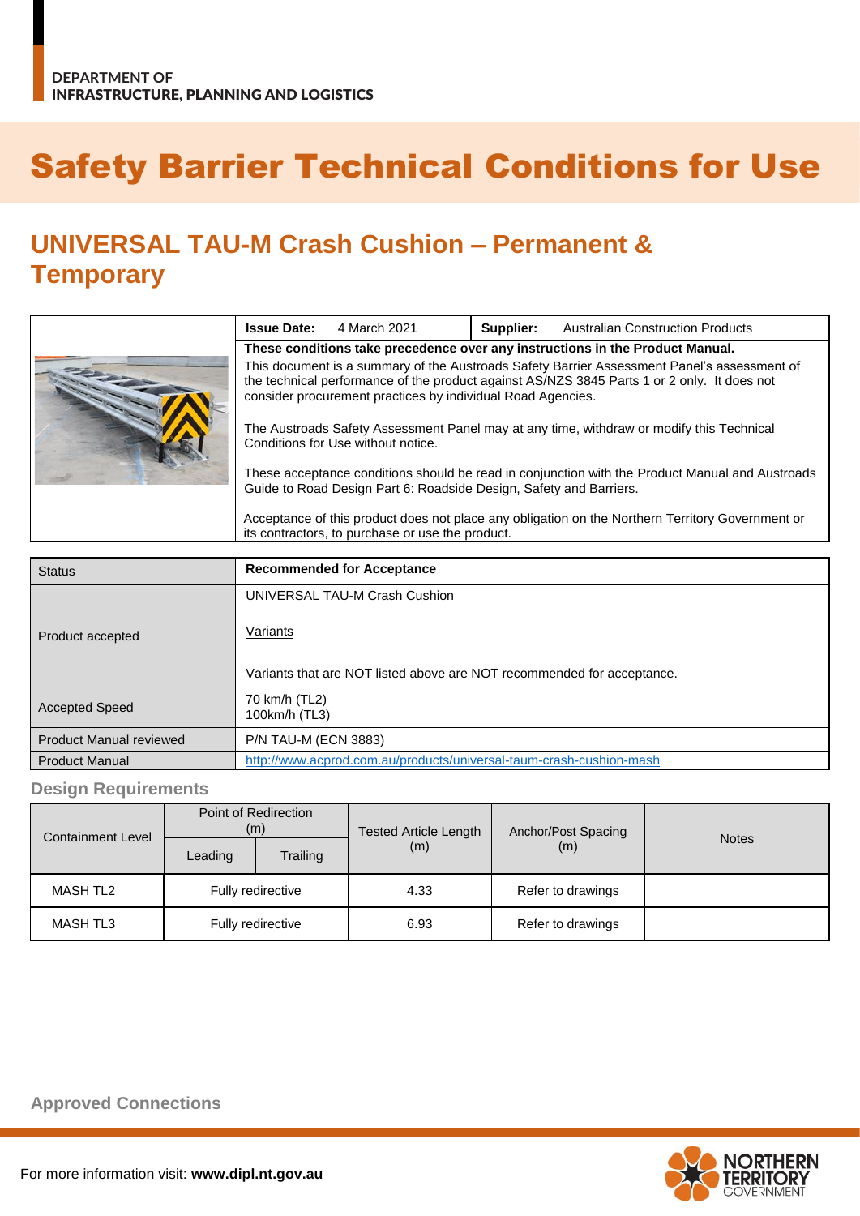DEPARTMENT OF
INFRASTRUCTURE, PLANNING AND LOGISTICS

# Safety Barrier Technical Conditions for Use

## UNIVERSAL TAU-M Crash Cushion – Permanent & Temporary

| **Issue Date:** 4 March 2021 | **Supplier:** Australian Construction Products |
|---|---|

**These conditions take precedence over any instructions in the Product Manual.**

This document is a summary of the Austroads Safety Barrier Assessment Panel's assessment of the technical performance of the product against AS/NZS 3845 Parts 1 or 2 only. It does not consider procurement practices by individual Road Agencies.

The Austroads Safety Assessment Panel may at any time, withdraw or modify this Technical Conditions for Use without notice.

These acceptance conditions should be read in conjunction with the Product Manual and Austroads Guide to Road Design Part 6: Roadside Design, Safety and Barriers.

Acceptance of this product does not place any obligation on the Northern Territory Government or its contractors, to purchase or use the product.

| Status | **Recommended for Acceptance** |
|---|---|
| Product accepted | UNIVERSAL TAU-M Crash Cushion<br><br>Variants<br><br>Variants that are NOT listed above are NOT recommended for acceptance. |
| Accepted Speed | 70 km/h (TL2)<br>100km/h (TL3) |
| Product Manual reviewed | P/N TAU-M (ECN 3883) |
| Product Manual | http://www.acprod.com.au/products/universal-taum-crash-cushion-mash |

### Design Requirements

| Containment Level | Point of Redirection (m) | | Tested Article Length (m) | Anchor/Post Spacing (m) | Notes |
|---|---|---|---|---|---|
| | Leading | Trailing | | | |
| MASH TL2 | Fully redirective | | 4.33 | Refer to drawings | |
| MASH TL3 | Fully redirective | | 6.93 | Refer to drawings | |

### Approved Connections

For more information visit: **www.dipl.nt.gov.au**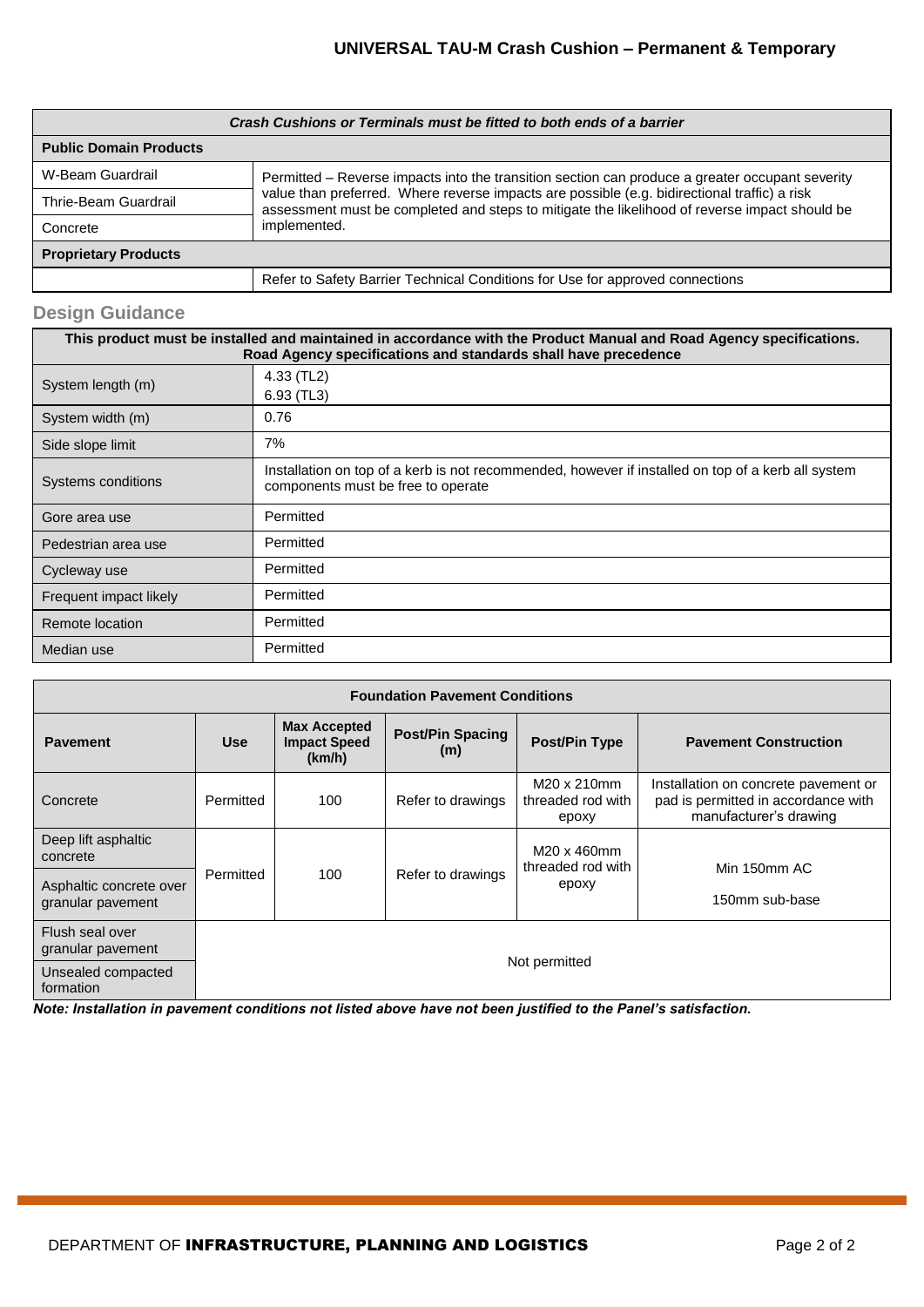# UNIVERSAL TAU-M Crash Cushion – Permanent & Temporary

| *Crash Cushions or Terminals must be fitted to both ends of a barrier* | |
|---|---|
| **Public Domain Products** | |
| W-Beam Guardrail | Permitted – Reverse impacts into the transition section can produce a greater occupant severity value than preferred. Where reverse impacts are possible (e.g. bidirectional traffic) a risk assessment must be completed and steps to mitigate the likelihood of reverse impact should be implemented. |
| Thrie-Beam Guardrail | |
| Concrete | |
| **Proprietary Products** | |
| | Refer to Safety Barrier Technical Conditions for Use for approved connections |

## Design Guidance

| **This product must be installed and maintained in accordance with the Product Manual and Road Agency specifications. Road Agency specifications and standards shall have precedence** | |
|---|---|
| System length (m) | 4.33 (TL2)<br>6.93 (TL3) |
| System width (m) | 0.76 |
| Side slope limit | 7% |
| Systems conditions | Installation on top of a kerb is not recommended, however if installed on top of a kerb all system components must be free to operate |
| Gore area use | Permitted |
| Pedestrian area use | Permitted |
| Cycleway use | Permitted |
| Frequent impact likely | Permitted |
| Remote location | Permitted |
| Median use | Permitted |

| **Foundation Pavement Conditions** | | | | | |
|---|---|---|---|---|---|
| **Pavement** | **Use** | **Max Accepted Impact Speed (km/h)** | **Post/Pin Spacing (m)** | **Post/Pin Type** | **Pavement Construction** |
| Concrete | Permitted | 100 | Refer to drawings | M20 x 210mm threaded rod with epoxy | Installation on concrete pavement or pad is permitted in accordance with manufacturer's drawing |
| Deep lift asphaltic concrete | Permitted | 100 | Refer to drawings | M20 x 460mm threaded rod with epoxy | Min 150mm AC<br>150mm sub-base |
| Asphaltic concrete over granular pavement | | | | | |
| Flush seal over granular pavement | Not permitted | | | | |
| Unsealed compacted formation | | | | | |

***Note: Installation in pavement conditions not listed above have not been justified to the Panel's satisfaction.***